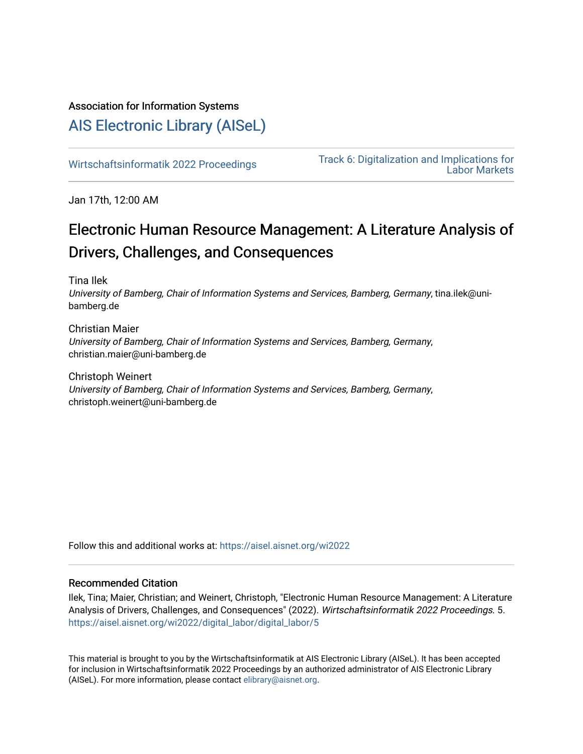Association for Information Systems

# AIS Electronic Library (AISeL)

Wirtschaftsinformatik 2022 Proceedings

Track 6: Digitalization and Implications for Labor Markets

Jan 17th, 12:00 AM

# Electronic Human Resource Management: A Literature Analysis of Drivers, Challenges, and Consequences

Tina Ilek
*University of Bamberg, Chair of Information Systems and Services, Bamberg, Germany*, tina.ilek@uni-bamberg.de

Christian Maier
*University of Bamberg, Chair of Information Systems and Services, Bamberg, Germany*, christian.maier@uni-bamberg.de

Christoph Weinert
*University of Bamberg, Chair of Information Systems and Services, Bamberg, Germany*, christoph.weinert@uni-bamberg.de

Follow this and additional works at: https://aisel.aisnet.org/wi2022

## Recommended Citation

Ilek, Tina; Maier, Christian; and Weinert, Christoph, "Electronic Human Resource Management: A Literature Analysis of Drivers, Challenges, and Consequences" (2022). *Wirtschaftsinformatik 2022 Proceedings.* 5.
https://aisel.aisnet.org/wi2022/digital_labor/digital_labor/5

This material is brought to you by the Wirtschaftsinformatik at AIS Electronic Library (AISeL). It has been accepted for inclusion in Wirtschaftsinformatik 2022 Proceedings by an authorized administrator of AIS Electronic Library (AISeL). For more information, please contact elibrary@aisnet.org.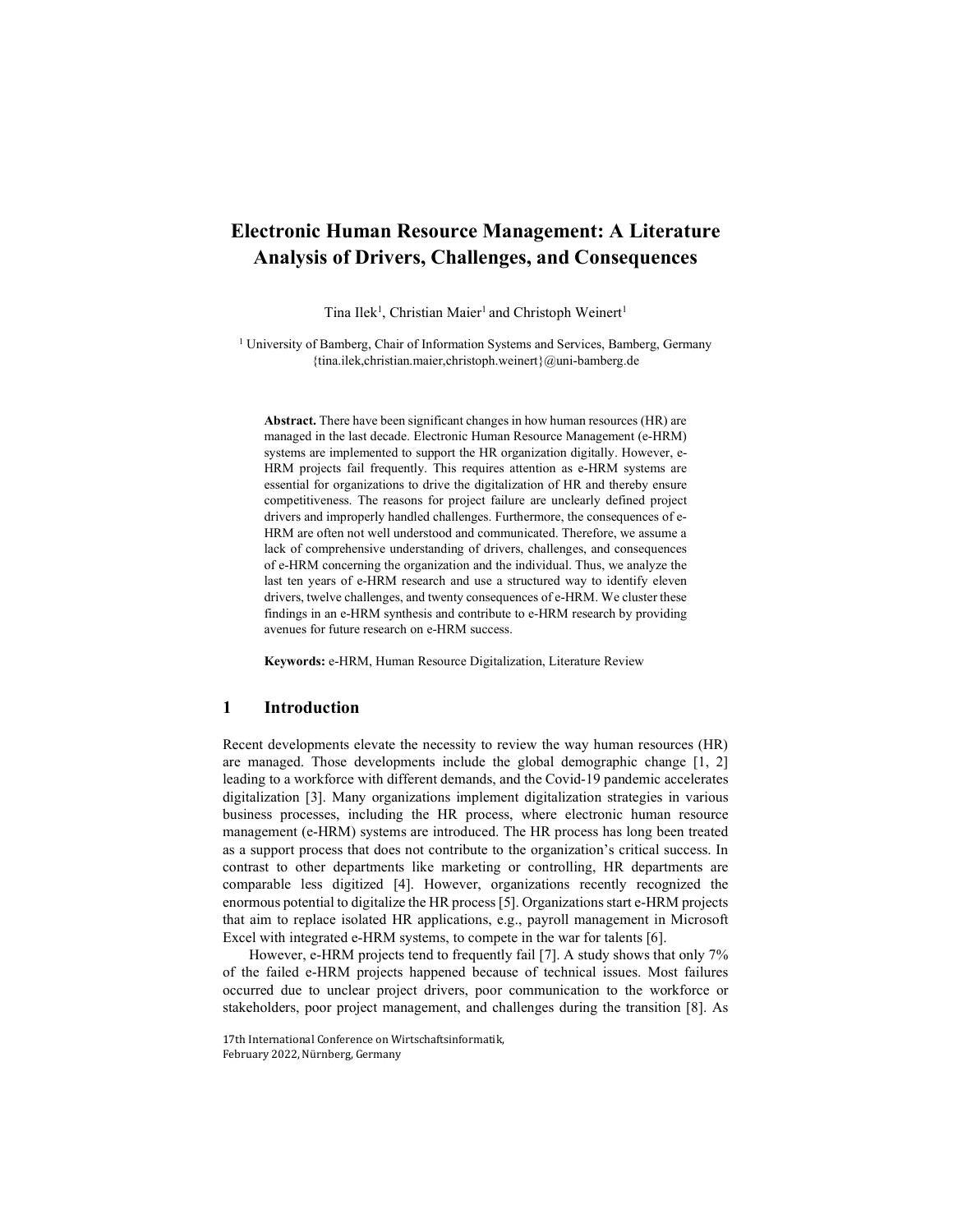# Electronic Human Resource Management: A Literature Analysis of Drivers, Challenges, and Consequences

Tina Ilek[1], Christian Maier[1] and Christoph Weinert[1]

[1] University of Bamberg, Chair of Information Systems and Services, Bamberg, Germany
{tina.ilek,christian.maier,christoph.weinert}@uni-bamberg.de

**Abstract.** There have been significant changes in how human resources (HR) are managed in the last decade. Electronic Human Resource Management (e-HRM) systems are implemented to support the HR organization digitally. However, e-HRM projects fail frequently. This requires attention as e-HRM systems are essential for organizations to drive the digitalization of HR and thereby ensure competitiveness. The reasons for project failure are unclearly defined project drivers and improperly handled challenges. Furthermore, the consequences of e-HRM are often not well understood and communicated. Therefore, we assume a lack of comprehensive understanding of drivers, challenges, and consequences of e-HRM concerning the organization and the individual. Thus, we analyze the last ten years of e-HRM research and use a structured way to identify eleven drivers, twelve challenges, and twenty consequences of e-HRM. We cluster these findings in an e-HRM synthesis and contribute to e-HRM research by providing avenues for future research on e-HRM success.

**Keywords:** e-HRM, Human Resource Digitalization, Literature Review

## 1 Introduction

Recent developments elevate the necessity to review the way human resources (HR) are managed. Those developments include the global demographic change [1, 2] leading to a workforce with different demands, and the Covid-19 pandemic accelerates digitalization [3]. Many organizations implement digitalization strategies in various business processes, including the HR process, where electronic human resource management (e-HRM) systems are introduced. The HR process has long been treated as a support process that does not contribute to the organization's critical success. In contrast to other departments like marketing or controlling, HR departments are comparable less digitized [4]. However, organizations recently recognized the enormous potential to digitalize the HR process [5]. Organizations start e-HRM projects that aim to replace isolated HR applications, e.g., payroll management in Microsoft Excel with integrated e-HRM systems, to compete in the war for talents [6].

However, e-HRM projects tend to frequently fail [7]. A study shows that only 7% of the failed e-HRM projects happened because of technical issues. Most failures occurred due to unclear project drivers, poor communication to the workforce or stakeholders, poor project management, and challenges during the transition [8]. As

17th International Conference on Wirtschaftsinformatik,
February 2022, Nürnberg, Germany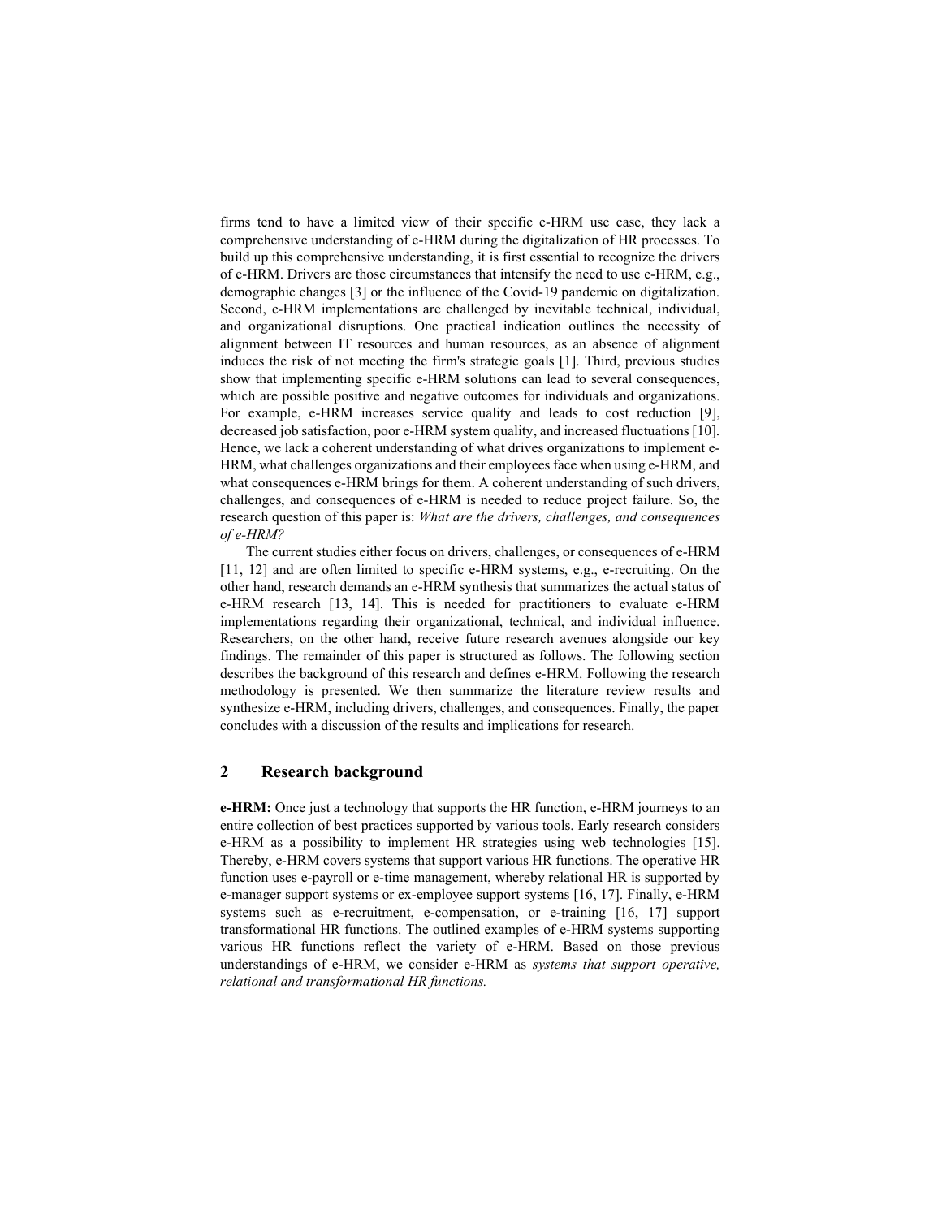firms tend to have a limited view of their specific e-HRM use case, they lack a comprehensive understanding of e-HRM during the digitalization of HR processes. To build up this comprehensive understanding, it is first essential to recognize the drivers of e-HRM. Drivers are those circumstances that intensify the need to use e-HRM, e.g., demographic changes [3] or the influence of the Covid-19 pandemic on digitalization. Second, e-HRM implementations are challenged by inevitable technical, individual, and organizational disruptions. One practical indication outlines the necessity of alignment between IT resources and human resources, as an absence of alignment induces the risk of not meeting the firm's strategic goals [1]. Third, previous studies show that implementing specific e-HRM solutions can lead to several consequences, which are possible positive and negative outcomes for individuals and organizations. For example, e-HRM increases service quality and leads to cost reduction [9], decreased job satisfaction, poor e-HRM system quality, and increased fluctuations [10]. Hence, we lack a coherent understanding of what drives organizations to implement e-HRM, what challenges organizations and their employees face when using e-HRM, and what consequences e-HRM brings for them. A coherent understanding of such drivers, challenges, and consequences of e-HRM is needed to reduce project failure. So, the research question of this paper is: *What are the drivers, challenges, and consequences of e-HRM?*

The current studies either focus on drivers, challenges, or consequences of e-HRM [11, 12] and are often limited to specific e-HRM systems, e.g., e-recruiting. On the other hand, research demands an e-HRM synthesis that summarizes the actual status of e-HRM research [13, 14]. This is needed for practitioners to evaluate e-HRM implementations regarding their organizational, technical, and individual influence. Researchers, on the other hand, receive future research avenues alongside our key findings. The remainder of this paper is structured as follows. The following section describes the background of this research and defines e-HRM. Following the research methodology is presented. We then summarize the literature review results and synthesize e-HRM, including drivers, challenges, and consequences. Finally, the paper concludes with a discussion of the results and implications for research.

## 2 Research background

**e-HRM:** Once just a technology that supports the HR function, e-HRM journeys to an entire collection of best practices supported by various tools. Early research considers e-HRM as a possibility to implement HR strategies using web technologies [15]. Thereby, e-HRM covers systems that support various HR functions. The operative HR function uses e-payroll or e-time management, whereby relational HR is supported by e-manager support systems or ex-employee support systems [16, 17]. Finally, e-HRM systems such as e-recruitment, e-compensation, or e-training [16, 17] support transformational HR functions. The outlined examples of e-HRM systems supporting various HR functions reflect the variety of e-HRM. Based on those previous understandings of e-HRM, we consider e-HRM as *systems that support operative, relational and transformational HR functions.*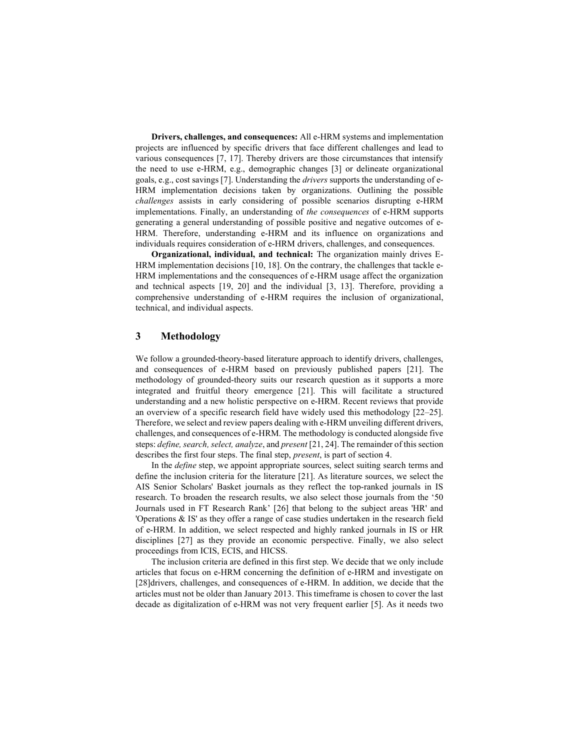**Drivers, challenges, and consequences:** All e-HRM systems and implementation projects are influenced by specific drivers that face different challenges and lead to various consequences [7, 17]. Thereby drivers are those circumstances that intensify the need to use e-HRM, e.g., demographic changes [3] or delineate organizational goals, e.g., cost savings [7]. Understanding the *drivers* supports the understanding of e-HRM implementation decisions taken by organizations. Outlining the possible *challenges* assists in early considering of possible scenarios disrupting e-HRM implementations. Finally, an understanding of *the consequences* of e-HRM supports generating a general understanding of possible positive and negative outcomes of e-HRM. Therefore, understanding e-HRM and its influence on organizations and individuals requires consideration of e-HRM drivers, challenges, and consequences.

**Organizational, individual, and technical:** The organization mainly drives E-HRM implementation decisions [10, 18]. On the contrary, the challenges that tackle e-HRM implementations and the consequences of e-HRM usage affect the organization and technical aspects [19, 20] and the individual [3, 13]. Therefore, providing a comprehensive understanding of e-HRM requires the inclusion of organizational, technical, and individual aspects.

## 3 Methodology

We follow a grounded-theory-based literature approach to identify drivers, challenges, and consequences of e-HRM based on previously published papers [21]. The methodology of grounded-theory suits our research question as it supports a more integrated and fruitful theory emergence [21]. This will facilitate a structured understanding and a new holistic perspective on e-HRM. Recent reviews that provide an overview of a specific research field have widely used this methodology [22–25]. Therefore, we select and review papers dealing with e-HRM unveiling different drivers, challenges, and consequences of e-HRM. The methodology is conducted alongside five steps: *define, search, select, analyze*, and *present* [21, 24]. The remainder of this section describes the first four steps. The final step, *present*, is part of section 4.

In the *define* step, we appoint appropriate sources, select suiting search terms and define the inclusion criteria for the literature [21]. As literature sources, we select the AIS Senior Scholars' Basket journals as they reflect the top-ranked journals in IS research. To broaden the research results, we also select those journals from the '50 Journals used in FT Research Rank' [26] that belong to the subject areas 'HR' and 'Operations & IS' as they offer a range of case studies undertaken in the research field of e-HRM. In addition, we select respected and highly ranked journals in IS or HR disciplines [27] as they provide an economic perspective. Finally, we also select proceedings from ICIS, ECIS, and HICSS.

The inclusion criteria are defined in this first step. We decide that we only include articles that focus on e-HRM concerning the definition of e-HRM and investigate on [28]drivers, challenges, and consequences of e-HRM. In addition, we decide that the articles must not be older than January 2013. This timeframe is chosen to cover the last decade as digitalization of e-HRM was not very frequent earlier [5]. As it needs two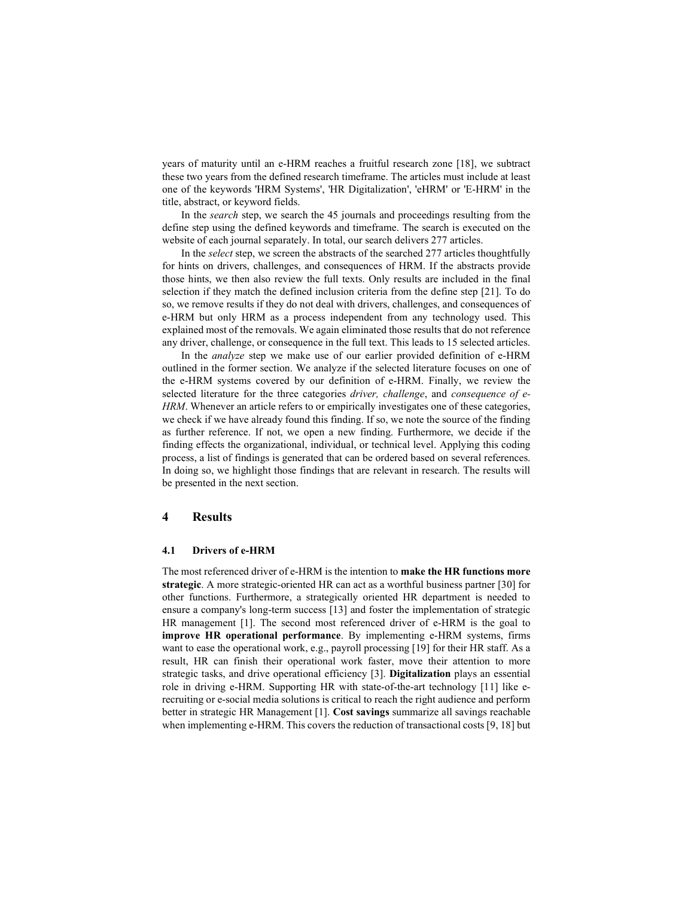years of maturity until an e-HRM reaches a fruitful research zone [18], we subtract these two years from the defined research timeframe. The articles must include at least one of the keywords 'HRM Systems', 'HR Digitalization', 'eHRM' or 'E-HRM' in the title, abstract, or keyword fields.

In the *search* step, we search the 45 journals and proceedings resulting from the define step using the defined keywords and timeframe. The search is executed on the website of each journal separately. In total, our search delivers 277 articles.

In the *select* step, we screen the abstracts of the searched 277 articles thoughtfully for hints on drivers, challenges, and consequences of HRM. If the abstracts provide those hints, we then also review the full texts. Only results are included in the final selection if they match the defined inclusion criteria from the define step [21]. To do so, we remove results if they do not deal with drivers, challenges, and consequences of e-HRM but only HRM as a process independent from any technology used. This explained most of the removals. We again eliminated those results that do not reference any driver, challenge, or consequence in the full text. This leads to 15 selected articles.

In the *analyze* step we make use of our earlier provided definition of e-HRM outlined in the former section. We analyze if the selected literature focuses on one of the e-HRM systems covered by our definition of e-HRM. Finally, we review the selected literature for the three categories *driver, challenge*, and *consequence of e-HRM*. Whenever an article refers to or empirically investigates one of these categories, we check if we have already found this finding. If so, we note the source of the finding as further reference. If not, we open a new finding. Furthermore, we decide if the finding effects the organizational, individual, or technical level. Applying this coding process, a list of findings is generated that can be ordered based on several references. In doing so, we highlight those findings that are relevant in research. The results will be presented in the next section.

## 4 Results

### 4.1 Drivers of e-HRM

The most referenced driver of e-HRM is the intention to **make the HR functions more strategic**. A more strategic-oriented HR can act as a worthful business partner [30] for other functions. Furthermore, a strategically oriented HR department is needed to ensure a company's long-term success [13] and foster the implementation of strategic HR management [1]. The second most referenced driver of e-HRM is the goal to **improve HR operational performance**. By implementing e-HRM systems, firms want to ease the operational work, e.g., payroll processing [19] for their HR staff. As a result, HR can finish their operational work faster, move their attention to more strategic tasks, and drive operational efficiency [3]. **Digitalization** plays an essential role in driving e-HRM. Supporting HR with state-of-the-art technology [11] like e-recruiting or e-social media solutions is critical to reach the right audience and perform better in strategic HR Management [1]. **Cost savings** summarize all savings reachable when implementing e-HRM. This covers the reduction of transactional costs [9, 18] but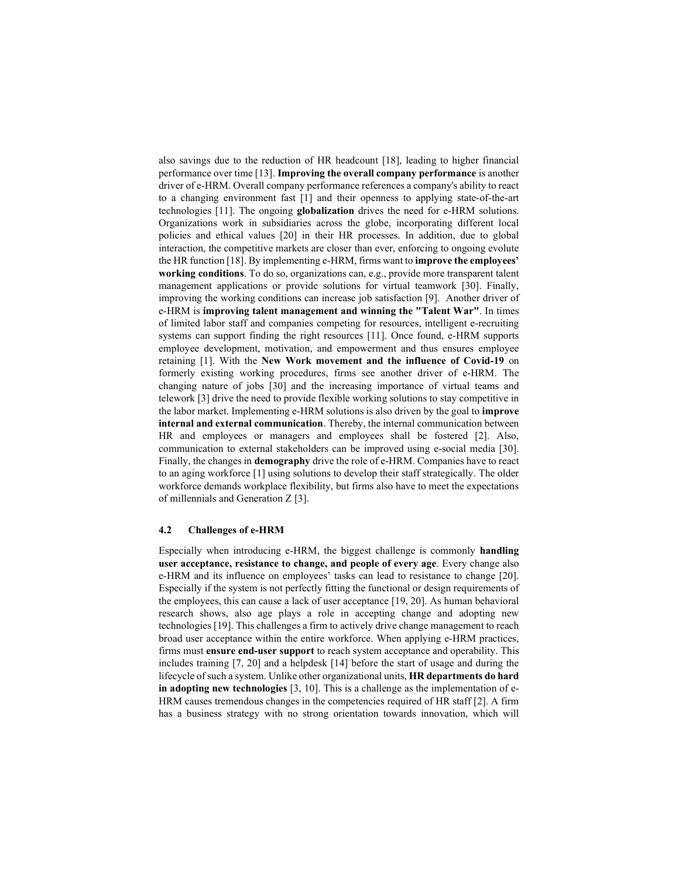also savings due to the reduction of HR headcount [18], leading to higher financial performance over time [13]. **Improving the overall company performance** is another driver of e-HRM. Overall company performance references a company's ability to react to a changing environment fast [1] and their openness to applying state-of-the-art technologies [11]. The ongoing **globalization** drives the need for e-HRM solutions. Organizations work in subsidiaries across the globe, incorporating different local policies and ethical values [20] in their HR processes. In addition, due to global interaction, the competitive markets are closer than ever, enforcing to ongoing evolute the HR function [18]. By implementing e-HRM, firms want to **improve the employees' working conditions**. To do so, organizations can, e.g., provide more transparent talent management applications or provide solutions for virtual teamwork [30]. Finally, improving the working conditions can increase job satisfaction [9]. Another driver of e-HRM is **improving talent management and winning the "Talent War"**. In times of limited labor staff and companies competing for resources, intelligent e-recruiting systems can support finding the right resources [11]. Once found, e-HRM supports employee development, motivation, and empowerment and thus ensures employee retaining [1]. With the **New Work movement and the influence of Covid-19** on formerly existing working procedures, firms see another driver of e-HRM. The changing nature of jobs [30] and the increasing importance of virtual teams and telework [3] drive the need to provide flexible working solutions to stay competitive in the labor market. Implementing e-HRM solutions is also driven by the goal to **improve internal and external communication**. Thereby, the internal communication between HR and employees or managers and employees shall be fostered [2]. Also, communication to external stakeholders can be improved using e-social media [30]. Finally, the changes in **demography** drive the role of e-HRM. Companies have to react to an aging workforce [1] using solutions to develop their staff strategically. The older workforce demands workplace flexibility, but firms also have to meet the expectations of millennials and Generation Z [3].

### 4.2 Challenges of e-HRM

Especially when introducing e-HRM, the biggest challenge is commonly **handling user acceptance, resistance to change, and people of every age**. Every change also e-HRM and its influence on employees' tasks can lead to resistance to change [20]. Especially if the system is not perfectly fitting the functional or design requirements of the employees, this can cause a lack of user acceptance [19, 20]. As human behavioral research shows, also age plays a role in accepting change and adopting new technologies [19]. This challenges a firm to actively drive change management to reach broad user acceptance within the entire workforce. When applying e-HRM practices, firms must **ensure end-user support** to reach system acceptance and operability. This includes training [7, 20] and a helpdesk [14] before the start of usage and during the lifecycle of such a system. Unlike other organizational units, **HR departments do hard in adopting new technologies** [3, 10]. This is a challenge as the implementation of e-HRM causes tremendous changes in the competencies required of HR staff [2]. A firm has a business strategy with no strong orientation towards innovation, which will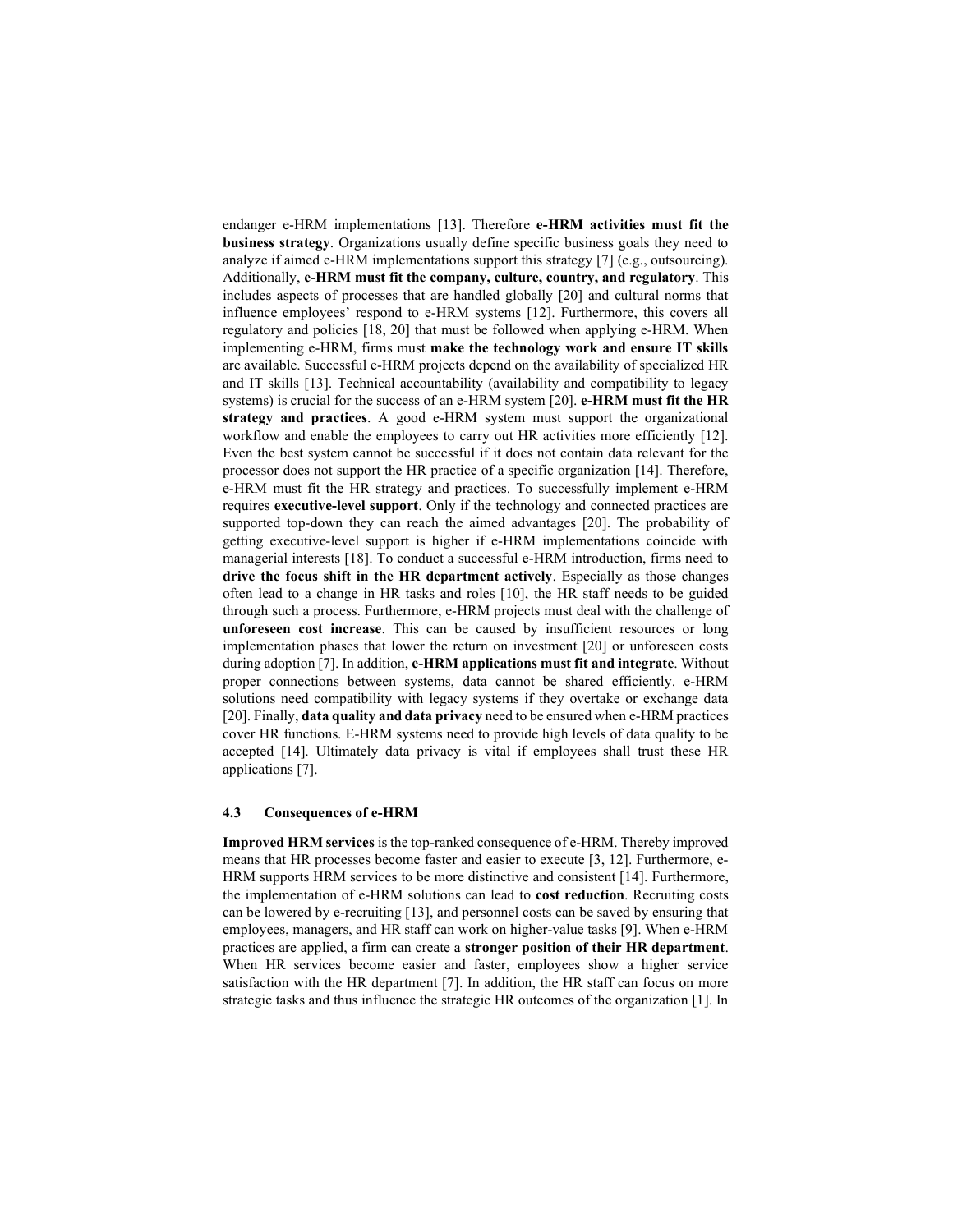endanger e-HRM implementations [13]. Therefore **e-HRM activities must fit the business strategy**. Organizations usually define specific business goals they need to analyze if aimed e-HRM implementations support this strategy [7] (e.g., outsourcing). Additionally, **e-HRM must fit the company, culture, country, and regulatory**. This includes aspects of processes that are handled globally [20] and cultural norms that influence employees' respond to e-HRM systems [12]. Furthermore, this covers all regulatory and policies [18, 20] that must be followed when applying e-HRM. When implementing e-HRM, firms must **make the technology work and ensure IT skills** are available. Successful e-HRM projects depend on the availability of specialized HR and IT skills [13]. Technical accountability (availability and compatibility to legacy systems) is crucial for the success of an e-HRM system [20]. **e-HRM must fit the HR strategy and practices**. A good e-HRM system must support the organizational workflow and enable the employees to carry out HR activities more efficiently [12]. Even the best system cannot be successful if it does not contain data relevant for the processor does not support the HR practice of a specific organization [14]. Therefore, e-HRM must fit the HR strategy and practices. To successfully implement e-HRM requires **executive-level support**. Only if the technology and connected practices are supported top-down they can reach the aimed advantages [20]. The probability of getting executive-level support is higher if e-HRM implementations coincide with managerial interests [18]. To conduct a successful e-HRM introduction, firms need to **drive the focus shift in the HR department actively**. Especially as those changes often lead to a change in HR tasks and roles [10], the HR staff needs to be guided through such a process. Furthermore, e-HRM projects must deal with the challenge of **unforeseen cost increase**. This can be caused by insufficient resources or long implementation phases that lower the return on investment [20] or unforeseen costs during adoption [7]. In addition, **e-HRM applications must fit and integrate**. Without proper connections between systems, data cannot be shared efficiently. e-HRM solutions need compatibility with legacy systems if they overtake or exchange data [20]. Finally, **data quality and data privacy** need to be ensured when e-HRM practices cover HR functions. E-HRM systems need to provide high levels of data quality to be accepted [14]. Ultimately data privacy is vital if employees shall trust these HR applications [7].

### 4.3 Consequences of e-HRM

**Improved HRM services** is the top-ranked consequence of e-HRM. Thereby improved means that HR processes become faster and easier to execute [3, 12]. Furthermore, e-HRM supports HRM services to be more distinctive and consistent [14]. Furthermore, the implementation of e-HRM solutions can lead to **cost reduction**. Recruiting costs can be lowered by e-recruiting [13], and personnel costs can be saved by ensuring that employees, managers, and HR staff can work on higher-value tasks [9]. When e-HRM practices are applied, a firm can create a **stronger position of their HR department**. When HR services become easier and faster, employees show a higher service satisfaction with the HR department [7]. In addition, the HR staff can focus on more strategic tasks and thus influence the strategic HR outcomes of the organization [1]. In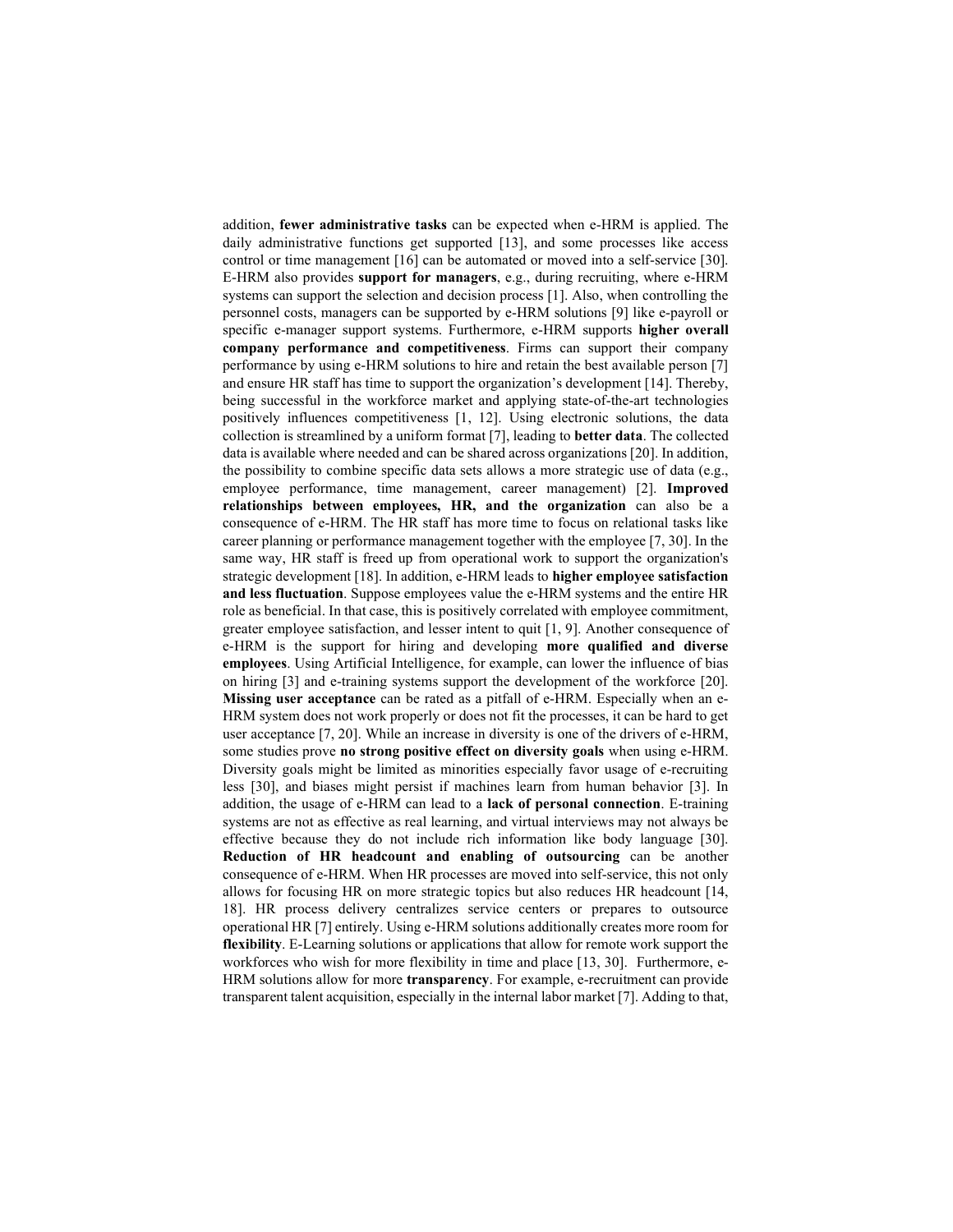addition, **fewer administrative tasks** can be expected when e-HRM is applied. The daily administrative functions get supported [13], and some processes like access control or time management [16] can be automated or moved into a self-service [30]. E-HRM also provides **support for managers**, e.g., during recruiting, where e-HRM systems can support the selection and decision process [1]. Also, when controlling the personnel costs, managers can be supported by e-HRM solutions [9] like e-payroll or specific e-manager support systems. Furthermore, e-HRM supports **higher overall company performance and competitiveness**. Firms can support their company performance by using e-HRM solutions to hire and retain the best available person [7] and ensure HR staff has time to support the organization's development [14]. Thereby, being successful in the workforce market and applying state-of-the-art technologies positively influences competitiveness [1, 12]. Using electronic solutions, the data collection is streamlined by a uniform format [7], leading to **better data**. The collected data is available where needed and can be shared across organizations [20]. In addition, the possibility to combine specific data sets allows a more strategic use of data (e.g., employee performance, time management, career management) [2]. **Improved relationships between employees, HR, and the organization** can also be a consequence of e-HRM. The HR staff has more time to focus on relational tasks like career planning or performance management together with the employee [7, 30]. In the same way, HR staff is freed up from operational work to support the organization's strategic development [18]. In addition, e-HRM leads to **higher employee satisfaction and less fluctuation**. Suppose employees value the e-HRM systems and the entire HR role as beneficial. In that case, this is positively correlated with employee commitment, greater employee satisfaction, and lesser intent to quit [1, 9]. Another consequence of e-HRM is the support for hiring and developing **more qualified and diverse employees**. Using Artificial Intelligence, for example, can lower the influence of bias on hiring [3] and e-training systems support the development of the workforce [20]. **Missing user acceptance** can be rated as a pitfall of e-HRM. Especially when an e-HRM system does not work properly or does not fit the processes, it can be hard to get user acceptance [7, 20]. While an increase in diversity is one of the drivers of e-HRM, some studies prove **no strong positive effect on diversity goals** when using e-HRM. Diversity goals might be limited as minorities especially favor usage of e-recruiting less [30], and biases might persist if machines learn from human behavior [3]. In addition, the usage of e-HRM can lead to a **lack of personal connection**. E-training systems are not as effective as real learning, and virtual interviews may not always be effective because they do not include rich information like body language [30]. **Reduction of HR headcount and enabling of outsourcing** can be another consequence of e-HRM. When HR processes are moved into self-service, this not only allows for focusing HR on more strategic topics but also reduces HR headcount [14, 18]. HR process delivery centralizes service centers or prepares to outsource operational HR [7] entirely. Using e-HRM solutions additionally creates more room for **flexibility**. E-Learning solutions or applications that allow for remote work support the workforces who wish for more flexibility in time and place [13, 30]. Furthermore, e-HRM solutions allow for more **transparency**. For example, e-recruitment can provide transparent talent acquisition, especially in the internal labor market [7]. Adding to that,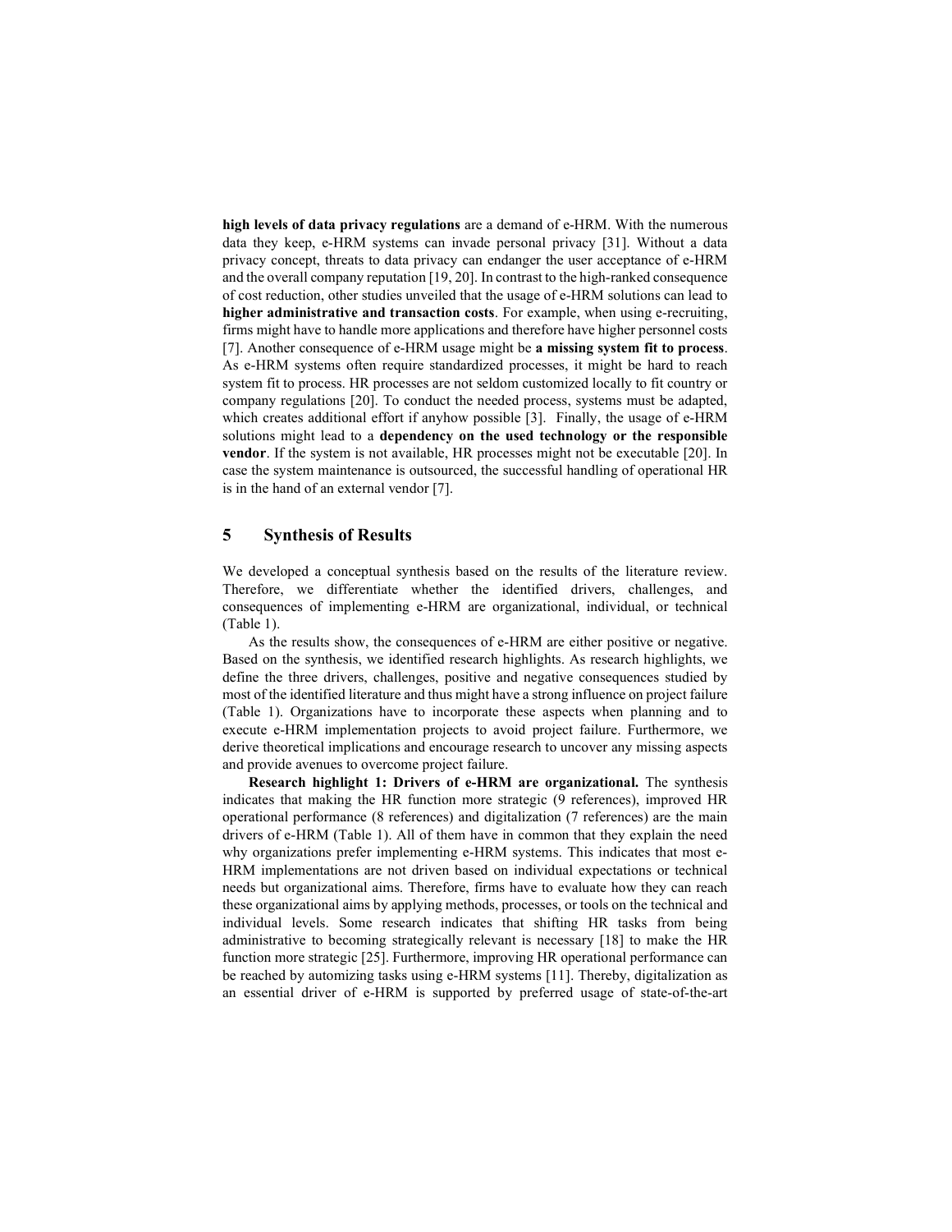**high levels of data privacy regulations** are a demand of e-HRM. With the numerous data they keep, e-HRM systems can invade personal privacy [31]. Without a data privacy concept, threats to data privacy can endanger the user acceptance of e-HRM and the overall company reputation [19, 20]. In contrast to the high-ranked consequence of cost reduction, other studies unveiled that the usage of e-HRM solutions can lead to **higher administrative and transaction costs**. For example, when using e-recruiting, firms might have to handle more applications and therefore have higher personnel costs [7]. Another consequence of e-HRM usage might be **a missing system fit to process**. As e-HRM systems often require standardized processes, it might be hard to reach system fit to process. HR processes are not seldom customized locally to fit country or company regulations [20]. To conduct the needed process, systems must be adapted, which creates additional effort if anyhow possible [3]. Finally, the usage of e-HRM solutions might lead to a **dependency on the used technology or the responsible vendor**. If the system is not available, HR processes might not be executable [20]. In case the system maintenance is outsourced, the successful handling of operational HR is in the hand of an external vendor [7].

## 5 Synthesis of Results

We developed a conceptual synthesis based on the results of the literature review. Therefore, we differentiate whether the identified drivers, challenges, and consequences of implementing e-HRM are organizational, individual, or technical (Table 1).

As the results show, the consequences of e-HRM are either positive or negative. Based on the synthesis, we identified research highlights. As research highlights, we define the three drivers, challenges, positive and negative consequences studied by most of the identified literature and thus might have a strong influence on project failure (Table 1). Organizations have to incorporate these aspects when planning and to execute e-HRM implementation projects to avoid project failure. Furthermore, we derive theoretical implications and encourage research to uncover any missing aspects and provide avenues to overcome project failure.

**Research highlight 1: Drivers of e-HRM are organizational.** The synthesis indicates that making the HR function more strategic (9 references), improved HR operational performance (8 references) and digitalization (7 references) are the main drivers of e-HRM (Table 1). All of them have in common that they explain the need why organizations prefer implementing e-HRM systems. This indicates that most e-HRM implementations are not driven based on individual expectations or technical needs but organizational aims. Therefore, firms have to evaluate how they can reach these organizational aims by applying methods, processes, or tools on the technical and individual levels. Some research indicates that shifting HR tasks from being administrative to becoming strategically relevant is necessary [18] to make the HR function more strategic [25]. Furthermore, improving HR operational performance can be reached by automizing tasks using e-HRM systems [11]. Thereby, digitalization as an essential driver of e-HRM is supported by preferred usage of state-of-the-art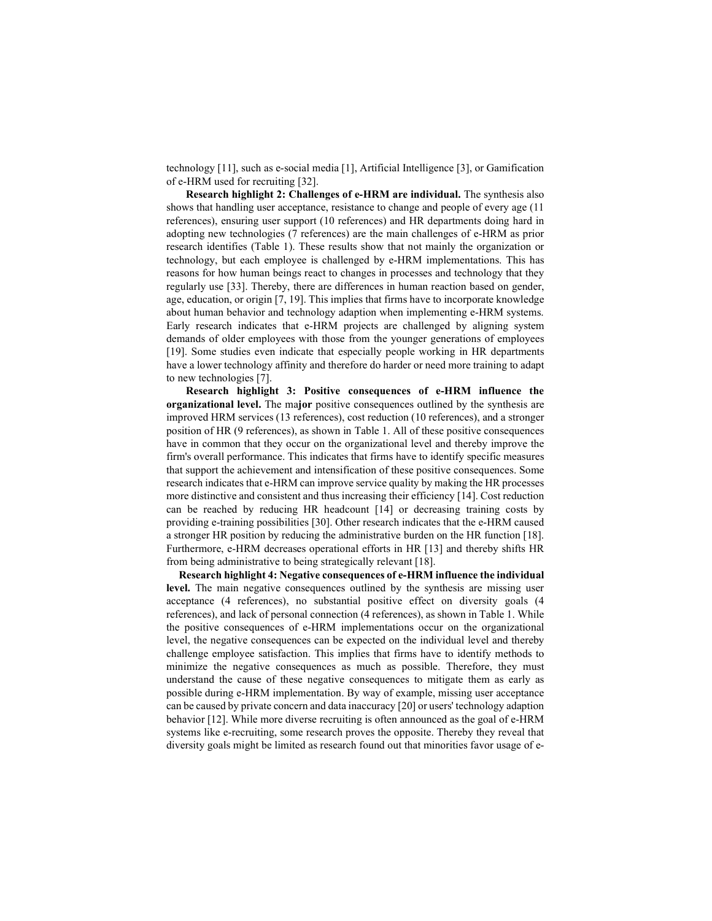technology [11], such as e-social media [1], Artificial Intelligence [3], or Gamification of e-HRM used for recruiting [32].

**Research highlight 2: Challenges of e-HRM are individual.** The synthesis also shows that handling user acceptance, resistance to change and people of every age (11 references), ensuring user support (10 references) and HR departments doing hard in adopting new technologies (7 references) are the main challenges of e-HRM as prior research identifies (Table 1). These results show that not mainly the organization or technology, but each employee is challenged by e-HRM implementations. This has reasons for how human beings react to changes in processes and technology that they regularly use [33]. Thereby, there are differences in human reaction based on gender, age, education, or origin [7, 19]. This implies that firms have to incorporate knowledge about human behavior and technology adaption when implementing e-HRM systems. Early research indicates that e-HRM projects are challenged by aligning system demands of older employees with those from the younger generations of employees [19]. Some studies even indicate that especially people working in HR departments have a lower technology affinity and therefore do harder or need more training to adapt to new technologies [7].

**Research highlight 3: Positive consequences of e-HRM influence the organizational level.** The ma**jor** positive consequences outlined by the synthesis are improved HRM services (13 references), cost reduction (10 references), and a stronger position of HR (9 references), as shown in Table 1. All of these positive consequences have in common that they occur on the organizational level and thereby improve the firm's overall performance. This indicates that firms have to identify specific measures that support the achievement and intensification of these positive consequences. Some research indicates that e-HRM can improve service quality by making the HR processes more distinctive and consistent and thus increasing their efficiency [14]. Cost reduction can be reached by reducing HR headcount [14] or decreasing training costs by providing e-training possibilities [30]. Other research indicates that the e-HRM caused a stronger HR position by reducing the administrative burden on the HR function [18]. Furthermore, e-HRM decreases operational efforts in HR [13] and thereby shifts HR from being administrative to being strategically relevant [18].

**Research highlight 4: Negative consequences of e-HRM influence the individual level.** The main negative consequences outlined by the synthesis are missing user acceptance (4 references), no substantial positive effect on diversity goals (4 references), and lack of personal connection (4 references), as shown in Table 1. While the positive consequences of e-HRM implementations occur on the organizational level, the negative consequences can be expected on the individual level and thereby challenge employee satisfaction. This implies that firms have to identify methods to minimize the negative consequences as much as possible. Therefore, they must understand the cause of these negative consequences to mitigate them as early as possible during e-HRM implementation. By way of example, missing user acceptance can be caused by private concern and data inaccuracy [20] or users' technology adaption behavior [12]. While more diverse recruiting is often announced as the goal of e-HRM systems like e-recruiting, some research proves the opposite. Thereby they reveal that diversity goals might be limited as research found out that minorities favor usage of e-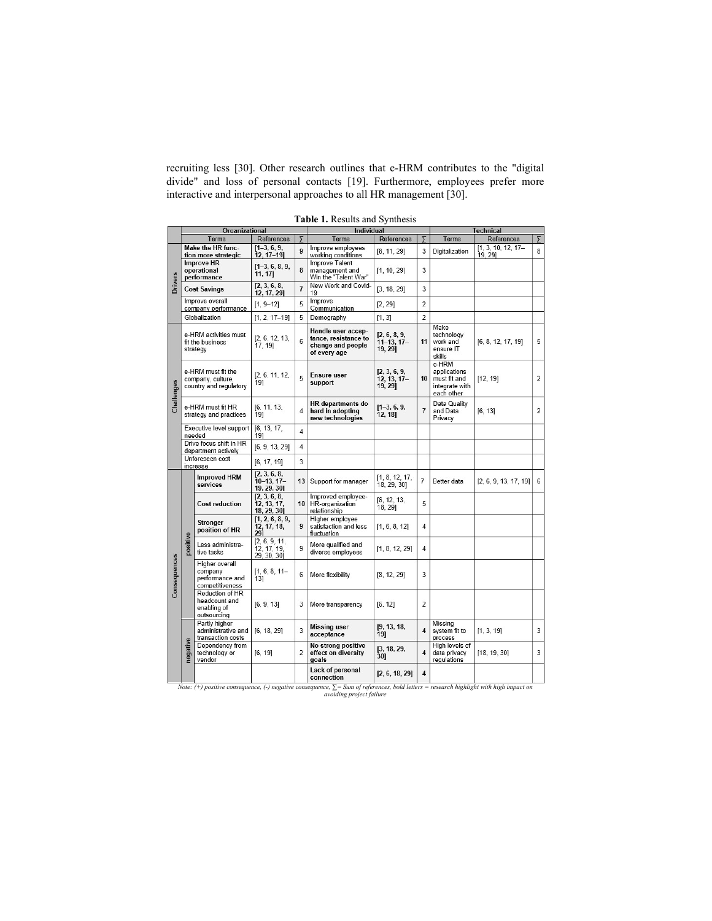recruiting less [30]. Other research outlines that e-HRM contributes to the "digital divide" and loss of personal contacts [19]. Furthermore, employees prefer more interactive and interpersonal approaches to all HR management [30].

**Table 1.** Results and Synthesis

| | | Organizational | | | Individual | | | Technical | | |
|---|---|---|---|---|---|---|---|---|---|---|
| | | Terms | References | ∑ | Terms | References | ∑ | Terms | References | ∑ |
| Drivers | | **Make the HR function more strategic** | **[1–3, 6, 9, 12, 17–19]** | 9 | Improve employees working conditions | [8, 11, 29] | 3 | Digitalization | [1, 3, 10, 12, 17–19, 29] | 8 |
| | | **Improve HR operational performance** | **[1–3, 6, 8, 9, 11, 17]** | 8 | Improve Talent management and Win the "Talent War" | [1, 10, 29] | 3 | | | |
| | | **Cost Savings** | **[2, 3, 6, 8, 12, 17, 29]** | 7 | New Work and Covid-19 | [3, 18, 29] | 3 | | | |
| | | Improve overall company performance | [1, 9–12] | 5 | Improve Communication | [2, 29] | 2 | | | |
| | | Globalization | [1, 2, 17–19] | 5 | Demography | [1, 3] | 2 | | | |
| Challenges | | e-HRM activities must fit the business strategy | [2, 6, 12, 13, 17, 19] | 6 | **Handle user acceptance, resistance to change and people of every age** | **[2, 6, 8, 9, 11–13, 17–19, 29]** | 11 | Make technology work and ensure IT skills | [6, 8, 12, 17, 19] | 5 |
| | | e-HRM must fit the company, culture, country and regulatory | [2, 6, 11, 12, 19] | 5 | **Ensure user support** | **[2, 3, 6, 9, 12, 13, 17–19, 29]** | 10 | e-HRM applications must fit and integrate with each other | [12, 19] | 2 |
| | | e-HRM must fit HR strategy and practices | [6, 11, 13, 19] | 4 | **HR departments do hard in adopting new technologies** | **[1–3, 6, 9, 12, 18]** | 7 | Data Quality and Data Privacy | [6, 13] | 2 |
| | | Executive level support needed | [6, 13, 17, 19] | 4 | | | | | | |
| | | Drive focus shift in HR department actively | [6, 9, 13, 29] | 4 | | | | | | |
| | | Unforeseen cost increase | [6, 17, 19] | 3 | | | | | | |
| Consequences | positive | **Improved HRM services** | **[2, 3, 6, 8, 10–13, 17–19, 29, 30]** | 13 | Support for manager | [1, 8, 12, 17, 18, 29, 30] | 7 | Better data | [2, 6, 9, 13, 17, 19] | 6 |
| | | **Cost reduction** | **[2, 3, 6, 8, 12, 13, 17, 18, 29, 30]** | 10 | Improved employee-HR-organization relationship | [6, 12, 13, 18, 29] | 5 | | | |
| | | **Stronger position of HR** | **[1, 2, 6, 8, 9, 12, 17, 18, 29]** | 9 | Higher employee satisfaction and less fluctuation | [1, 6, 8, 12] | 4 | | | |
| | | Less administrative tasks | [2, 6, 9, 11, 12, 17, 19, 29, 30, 30] | 9 | More qualified and diverse employees | [1, 8, 12, 29] | 4 | | | |
| | | Higher overall company performance and competitiveness | [1, 6, 8, 11–13] | 6 | More flexibility | [8, 12, 29] | 3 | | | |
| | | Reduction of HR headcount and enabling of outsourcing | [6, 9, 13] | 3 | More transparency | [6, 12] | 2 | | | |
| | negative | Partly higher administrative and transaction costs | [6, 18, 29] | 3 | **Missing user acceptance** | **[9, 13, 18, 19]** | 4 | Missing system fit to process | [1, 3, 19] | 3 |
| | | Dependency from technology or vendor | [6, 19] | 2 | **No strong positive effect on diversity goals** | **[3, 18, 29, 30]** | 4 | High levels of data privacy regulations | [18, 19, 30] | 3 |
| | | | | | **Lack of personal connection** | **[2, 6, 18, 29]** | 4 | | | |

*Note: (+) positive consequence, (-) negative consequence, ∑= Sum of references, bold letters = research highlight with high impact on avoiding project failure*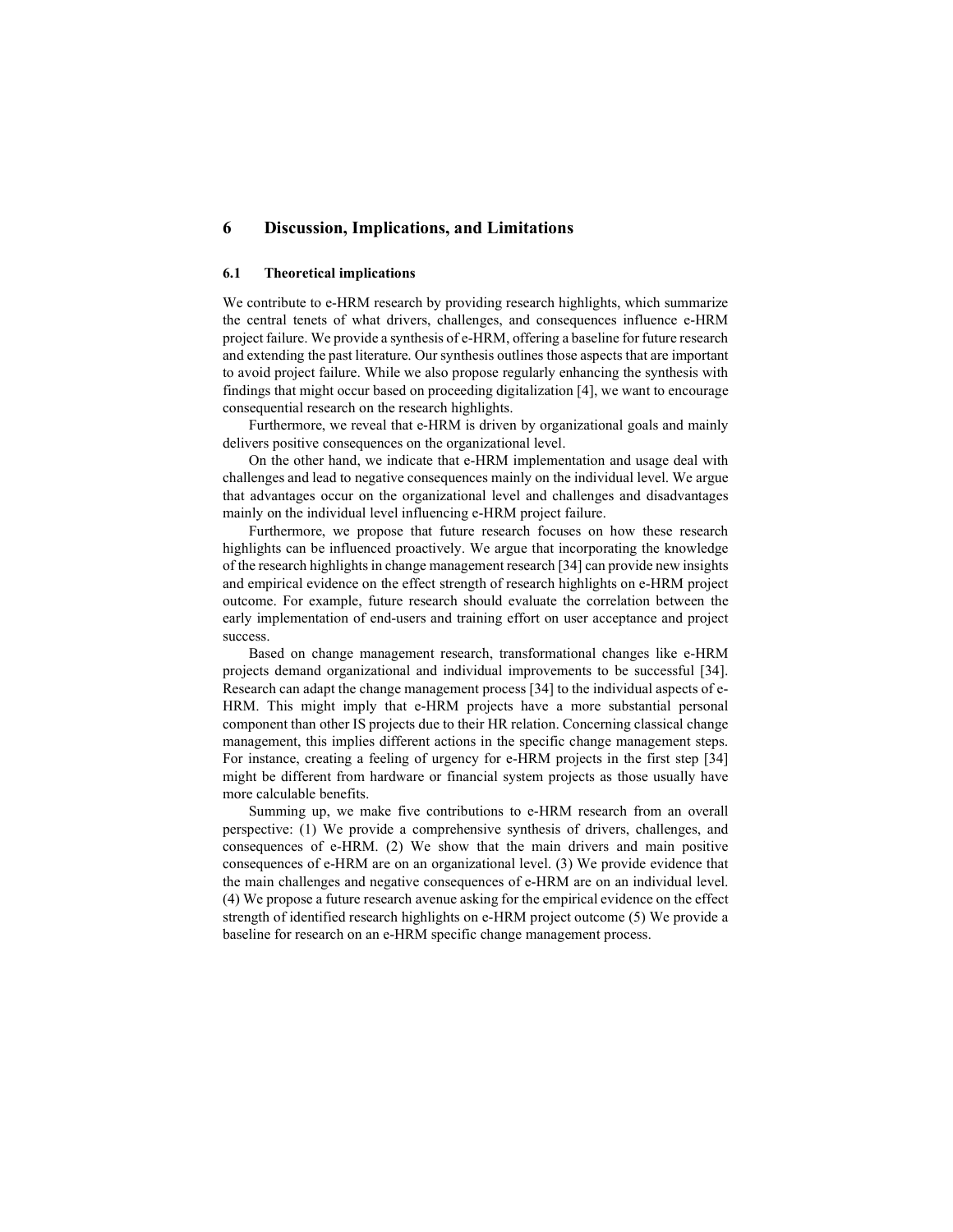## 6 Discussion, Implications, and Limitations

### 6.1 Theoretical implications

We contribute to e-HRM research by providing research highlights, which summarize the central tenets of what drivers, challenges, and consequences influence e-HRM project failure. We provide a synthesis of e-HRM, offering a baseline for future research and extending the past literature. Our synthesis outlines those aspects that are important to avoid project failure. While we also propose regularly enhancing the synthesis with findings that might occur based on proceeding digitalization [4], we want to encourage consequential research on the research highlights.

Furthermore, we reveal that e-HRM is driven by organizational goals and mainly delivers positive consequences on the organizational level.

On the other hand, we indicate that e-HRM implementation and usage deal with challenges and lead to negative consequences mainly on the individual level. We argue that advantages occur on the organizational level and challenges and disadvantages mainly on the individual level influencing e-HRM project failure.

Furthermore, we propose that future research focuses on how these research highlights can be influenced proactively. We argue that incorporating the knowledge of the research highlights in change management research [34] can provide new insights and empirical evidence on the effect strength of research highlights on e-HRM project outcome. For example, future research should evaluate the correlation between the early implementation of end-users and training effort on user acceptance and project success.

Based on change management research, transformational changes like e-HRM projects demand organizational and individual improvements to be successful [34]. Research can adapt the change management process [34] to the individual aspects of e-HRM. This might imply that e-HRM projects have a more substantial personal component than other IS projects due to their HR relation. Concerning classical change management, this implies different actions in the specific change management steps. For instance, creating a feeling of urgency for e-HRM projects in the first step [34] might be different from hardware or financial system projects as those usually have more calculable benefits.

Summing up, we make five contributions to e-HRM research from an overall perspective: (1) We provide a comprehensive synthesis of drivers, challenges, and consequences of e-HRM. (2) We show that the main drivers and main positive consequences of e-HRM are on an organizational level. (3) We provide evidence that the main challenges and negative consequences of e-HRM are on an individual level. (4) We propose a future research avenue asking for the empirical evidence on the effect strength of identified research highlights on e-HRM project outcome (5) We provide a baseline for research on an e-HRM specific change management process.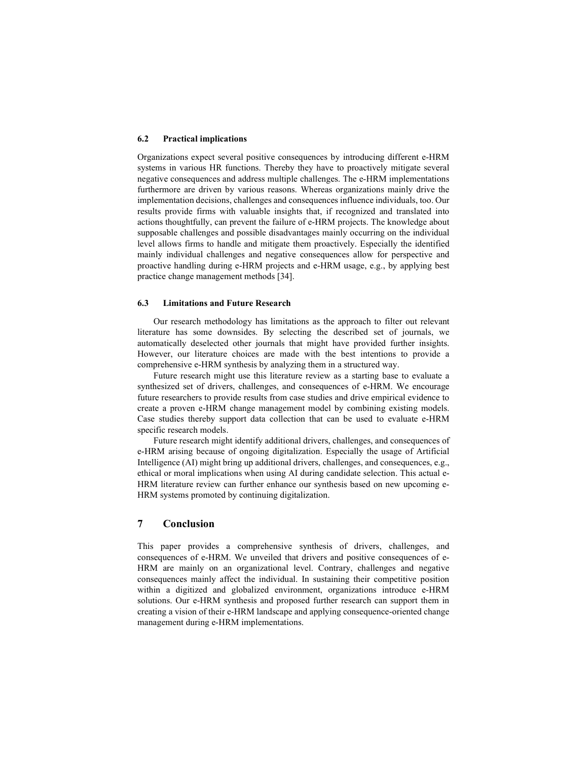### 6.2 Practical implications

Organizations expect several positive consequences by introducing different e-HRM systems in various HR functions. Thereby they have to proactively mitigate several negative consequences and address multiple challenges. The e-HRM implementations furthermore are driven by various reasons. Whereas organizations mainly drive the implementation decisions, challenges and consequences influence individuals, too. Our results provide firms with valuable insights that, if recognized and translated into actions thoughtfully, can prevent the failure of e-HRM projects. The knowledge about supposable challenges and possible disadvantages mainly occurring on the individual level allows firms to handle and mitigate them proactively. Especially the identified mainly individual challenges and negative consequences allow for perspective and proactive handling during e-HRM projects and e-HRM usage, e.g., by applying best practice change management methods [34].

### 6.3 Limitations and Future Research

Our research methodology has limitations as the approach to filter out relevant literature has some downsides. By selecting the described set of journals, we automatically deselected other journals that might have provided further insights. However, our literature choices are made with the best intentions to provide a comprehensive e-HRM synthesis by analyzing them in a structured way.

Future research might use this literature review as a starting base to evaluate a synthesized set of drivers, challenges, and consequences of e-HRM. We encourage future researchers to provide results from case studies and drive empirical evidence to create a proven e-HRM change management model by combining existing models. Case studies thereby support data collection that can be used to evaluate e-HRM specific research models.

Future research might identify additional drivers, challenges, and consequences of e-HRM arising because of ongoing digitalization. Especially the usage of Artificial Intelligence (AI) might bring up additional drivers, challenges, and consequences, e.g., ethical or moral implications when using AI during candidate selection. This actual e-HRM literature review can further enhance our synthesis based on new upcoming e-HRM systems promoted by continuing digitalization.

## 7 Conclusion

This paper provides a comprehensive synthesis of drivers, challenges, and consequences of e-HRM. We unveiled that drivers and positive consequences of e-HRM are mainly on an organizational level. Contrary, challenges and negative consequences mainly affect the individual. In sustaining their competitive position within a digitized and globalized environment, organizations introduce e-HRM solutions. Our e-HRM synthesis and proposed further research can support them in creating a vision of their e-HRM landscape and applying consequence-oriented change management during e-HRM implementations.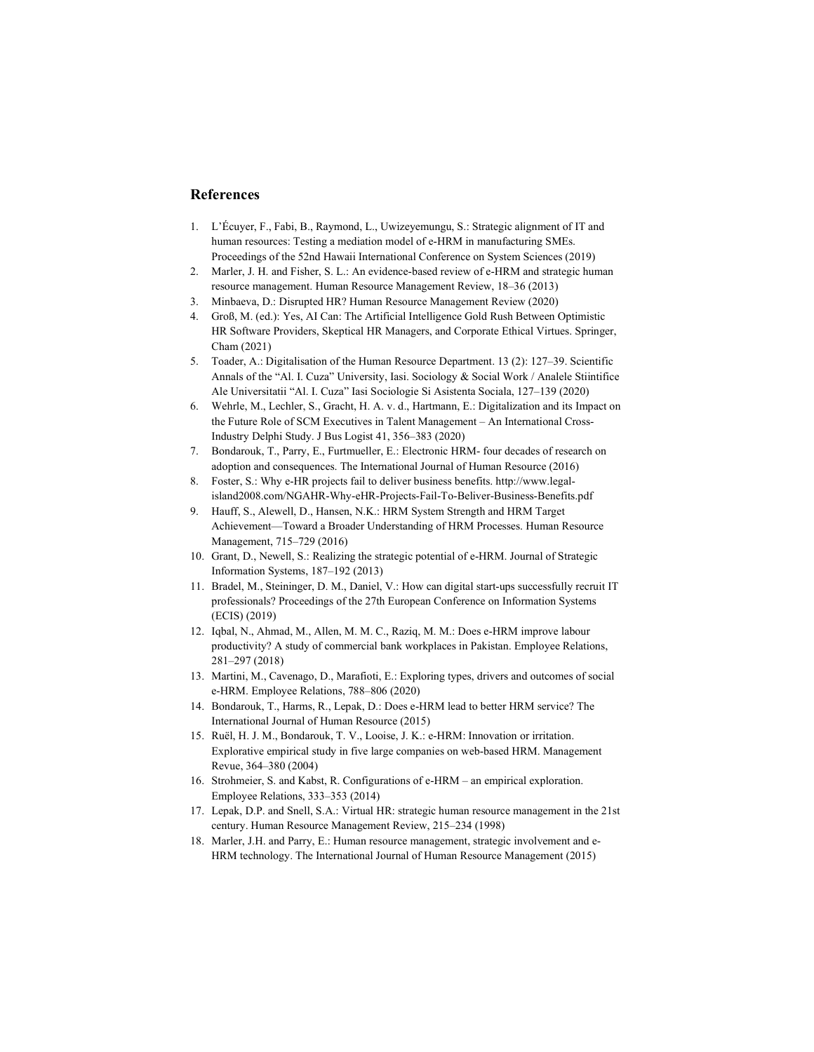## References

1. L'Écuyer, F., Fabi, B., Raymond, L., Uwizeyemungu, S.: Strategic alignment of IT and human resources: Testing a mediation model of e-HRM in manufacturing SMEs. Proceedings of the 52nd Hawaii International Conference on System Sciences (2019)
2. Marler, J. H. and Fisher, S. L.: An evidence-based review of e-HRM and strategic human resource management. Human Resource Management Review, 18–36 (2013)
3. Minbaeva, D.: Disrupted HR? Human Resource Management Review (2020)
4. Groß, M. (ed.): Yes, AI Can: The Artificial Intelligence Gold Rush Between Optimistic HR Software Providers, Skeptical HR Managers, and Corporate Ethical Virtues. Springer, Cham (2021)
5. Toader, A.: Digitalisation of the Human Resource Department. 13 (2): 127–39. Scientific Annals of the "Al. I. Cuza" University, Iasi. Sociology & Social Work / Analele Stiintifice Ale Universitatii "Al. I. Cuza" Iasi Sociologie Si Asistenta Sociala, 127–139 (2020)
6. Wehrle, M., Lechler, S., Gracht, H. A. v. d., Hartmann, E.: Digitalization and its Impact on the Future Role of SCM Executives in Talent Management – An International Cross-Industry Delphi Study. J Bus Logist 41, 356–383 (2020)
7. Bondarouk, T., Parry, E., Furtmueller, E.: Electronic HRM- four decades of research on adoption and consequences. The International Journal of Human Resource (2016)
8. Foster, S.: Why e-HR projects fail to deliver business benefits. http://www.legal-island2008.com/NGAHR-Why-eHR-Projects-Fail-To-Beliver-Business-Benefits.pdf
9. Hauff, S., Alewell, D., Hansen, N.K.: HRM System Strength and HRM Target Achievement—Toward a Broader Understanding of HRM Processes. Human Resource Management, 715–729 (2016)
10. Grant, D., Newell, S.: Realizing the strategic potential of e-HRM. Journal of Strategic Information Systems, 187–192 (2013)
11. Bradel, M., Steininger, D. M., Daniel, V.: How can digital start-ups successfully recruit IT professionals? Proceedings of the 27th European Conference on Information Systems (ECIS) (2019)
12. Iqbal, N., Ahmad, M., Allen, M. M. C., Raziq, M. M.: Does e-HRM improve labour productivity? A study of commercial bank workplaces in Pakistan. Employee Relations, 281–297 (2018)
13. Martini, M., Cavenago, D., Marafioti, E.: Exploring types, drivers and outcomes of social e-HRM. Employee Relations, 788–806 (2020)
14. Bondarouk, T., Harms, R., Lepak, D.: Does e-HRM lead to better HRM service? The International Journal of Human Resource (2015)
15. Ruël, H. J. M., Bondarouk, T. V., Looise, J. K.: e-HRM: Innovation or irritation. Explorative empirical study in five large companies on web-based HRM. Management Revue, 364–380 (2004)
16. Strohmeier, S. and Kabst, R. Configurations of e-HRM – an empirical exploration. Employee Relations, 333–353 (2014)
17. Lepak, D.P. and Snell, S.A.: Virtual HR: strategic human resource management in the 21st century. Human Resource Management Review, 215–234 (1998)
18. Marler, J.H. and Parry, E.: Human resource management, strategic involvement and e-HRM technology. The International Journal of Human Resource Management (2015)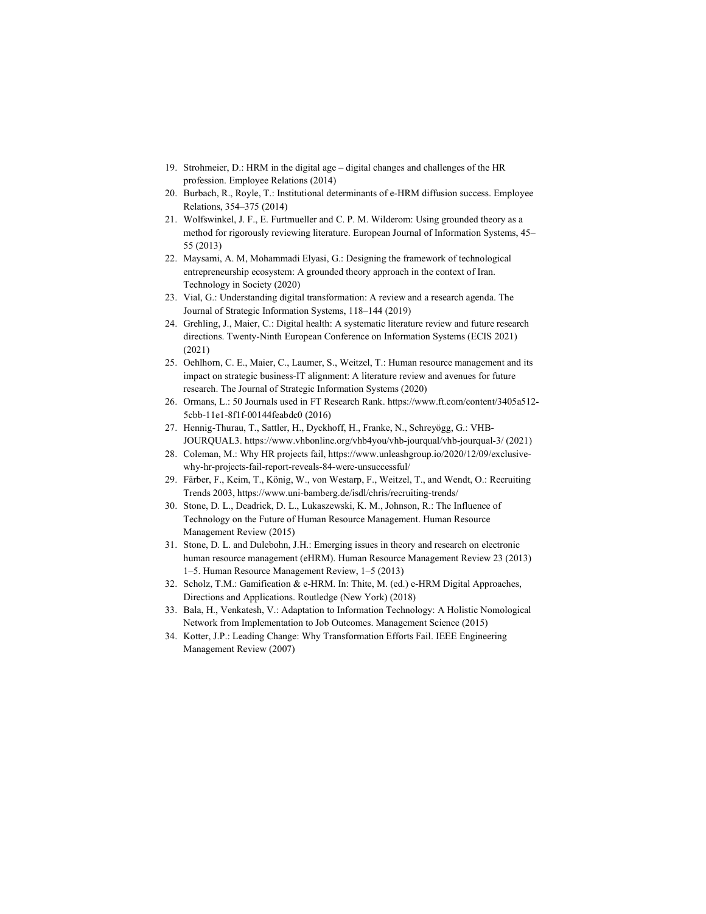19. Strohmeier, D.: HRM in the digital age – digital changes and challenges of the HR profession. Employee Relations (2014)
20. Burbach, R., Royle, T.: Institutional determinants of e-HRM diffusion success. Employee Relations, 354–375 (2014)
21. Wolfswinkel, J. F., E. Furtmueller and C. P. M. Wilderom: Using grounded theory as a method for rigorously reviewing literature. European Journal of Information Systems, 45–55 (2013)
22. Maysami, A. M, Mohammadi Elyasi, G.: Designing the framework of technological entrepreneurship ecosystem: A grounded theory approach in the context of Iran. Technology in Society (2020)
23. Vial, G.: Understanding digital transformation: A review and a research agenda. The Journal of Strategic Information Systems, 118–144 (2019)
24. Grehling, J., Maier, C.: Digital health: A systematic literature review and future research directions. Twenty-Ninth European Conference on Information Systems (ECIS 2021) (2021)
25. Oehlhorn, C. E., Maier, C., Laumer, S., Weitzel, T.: Human resource management and its impact on strategic business-IT alignment: A literature review and avenues for future research. The Journal of Strategic Information Systems (2020)
26. Ormans, L.: 50 Journals used in FT Research Rank. https://www.ft.com/content/3405a512-5cbb-11e1-8f1f-00144feabdc0 (2016)
27. Hennig-Thurau, T., Sattler, H., Dyckhoff, H., Franke, N., Schreyögg, G.: VHB-JOURQUAL3. https://www.vhbonline.org/vhb4you/vhb-jourqual/vhb-jourqual-3/ (2021)
28. Coleman, M.: Why HR projects fail, https://www.unleashgroup.io/2020/12/09/exclusive-why-hr-projects-fail-report-reveals-84-were-unsuccessful/
29. Färber, F., Keim, T., König, W., von Westarp, F., Weitzel, T., and Wendt, O.: Recruiting Trends 2003, https://www.uni-bamberg.de/isdl/chris/recruiting-trends/
30. Stone, D. L., Deadrick, D. L., Lukaszewski, K. M., Johnson, R.: The Influence of Technology on the Future of Human Resource Management. Human Resource Management Review (2015)
31. Stone, D. L. and Dulebohn, J.H.: Emerging issues in theory and research on electronic human resource management (eHRM). Human Resource Management Review 23 (2013) 1–5. Human Resource Management Review, 1–5 (2013)
32. Scholz, T.M.: Gamification & e-HRM. In: Thite, M. (ed.) e-HRM Digital Approaches, Directions and Applications. Routledge (New York) (2018)
33. Bala, H., Venkatesh, V.: Adaptation to Information Technology: A Holistic Nomological Network from Implementation to Job Outcomes. Management Science (2015)
34. Kotter, J.P.: Leading Change: Why Transformation Efforts Fail. IEEE Engineering Management Review (2007)